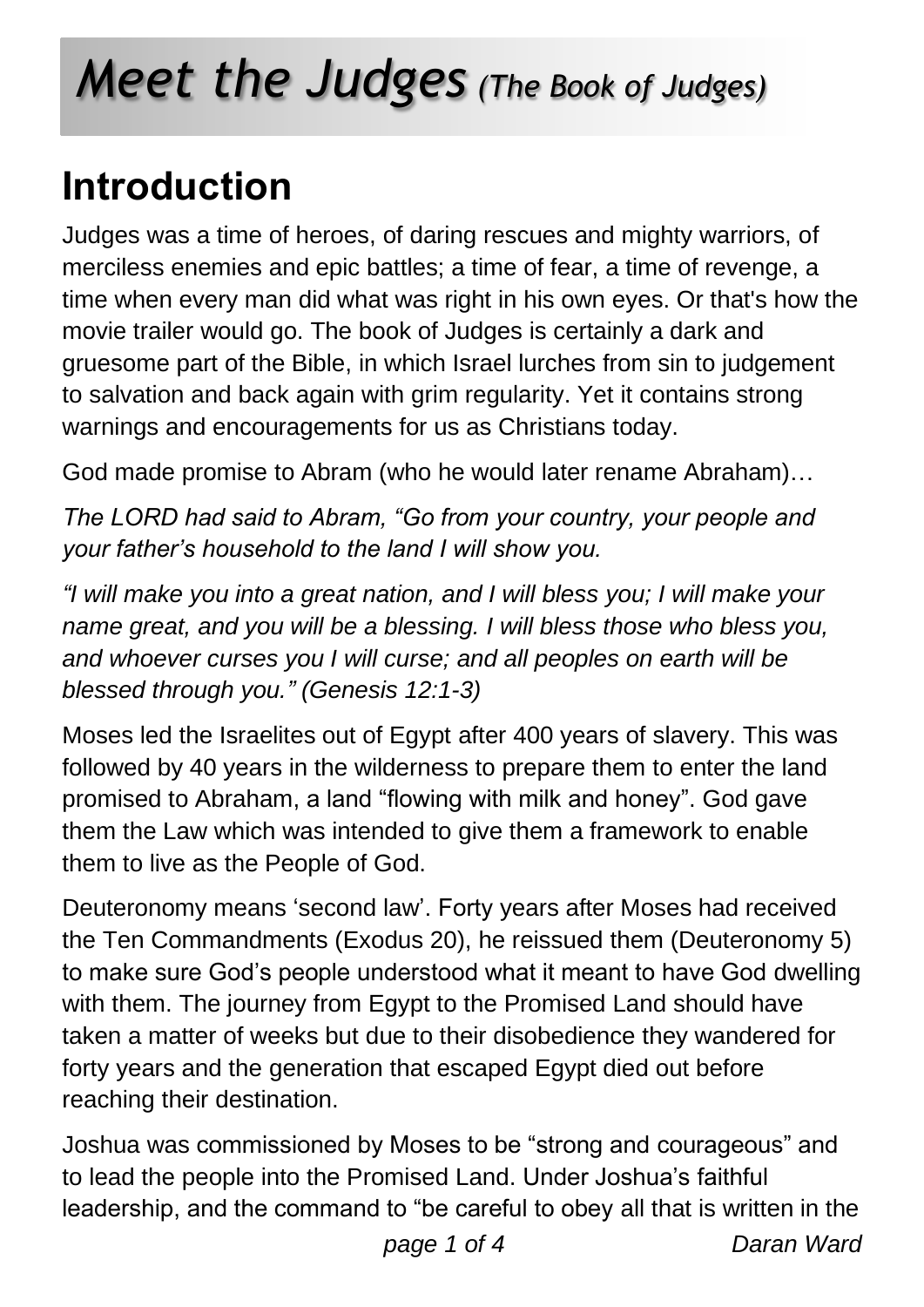# *Meet the Judges* *(The Book of Judges)*

## Introduction

Judges was a time of heroes, of daring rescues and mighty warriors, of merciless enemies and epic battles; a time of fear, a time of revenge, a time when every man did what was right in his own eyes. Or that's how the movie trailer would go. The book of Judges is certainly a dark and gruesome part of the Bible, in which Israel lurches from sin to judgement to salvation and back again with grim regularity. Yet it contains strong warnings and encouragements for us as Christians today.

God made promise to Abram (who he would later rename Abraham)…

*The LORD had said to Abram, "Go from your country, your people and your father's household to the land I will show you.*

*"I will make you into a great nation, and I will bless you; I will make your name great, and you will be a blessing. I will bless those who bless you, and whoever curses you I will curse; and all peoples on earth will be blessed through you." (Genesis 12:1-3)*

Moses led the Israelites out of Egypt after 400 years of slavery. This was followed by 40 years in the wilderness to prepare them to enter the land promised to Abraham, a land "flowing with milk and honey". God gave them the Law which was intended to give them a framework to enable them to live as the People of God.

Deuteronomy means 'second law'. Forty years after Moses had received the Ten Commandments (Exodus 20), he reissued them (Deuteronomy 5) to make sure God's people understood what it meant to have God dwelling with them. The journey from Egypt to the Promised Land should have taken a matter of weeks but due to their disobedience they wandered for forty years and the generation that escaped Egypt died out before reaching their destination.

Joshua was commissioned by Moses to be "strong and courageous" and to lead the people into the Promised Land. Under Joshua's faithful leadership, and the command to "be careful to obey all that is written in the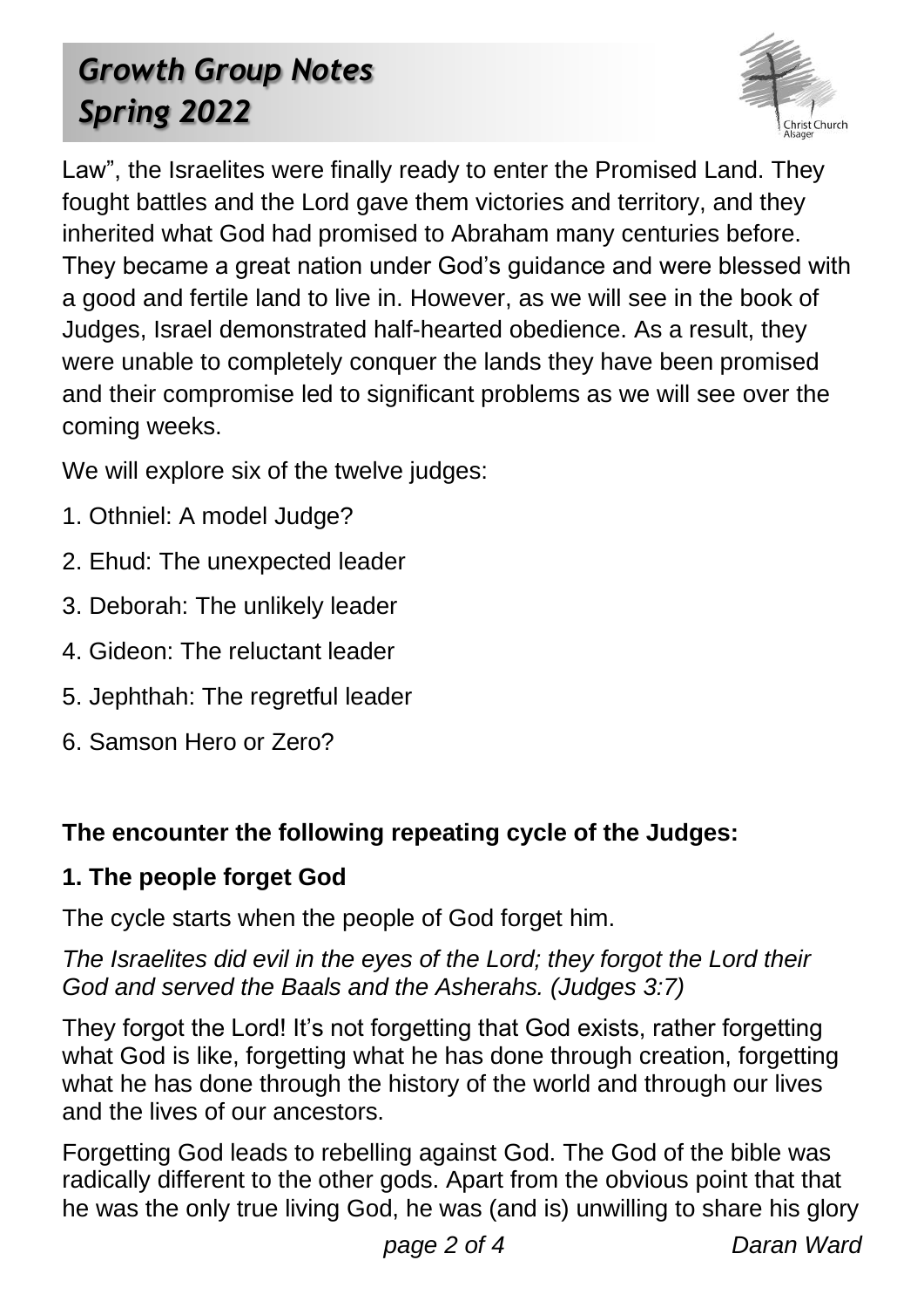Law", the Israelites were finally ready to enter the Promised Land. They fought battles and the Lord gave them victories and territory, and they inherited what God had promised to Abraham many centuries before. They became a great nation under God's guidance and were blessed with a good and fertile land to live in. However, as we will see in the book of Judges, Israel demonstrated half-hearted obedience. As a result, they were unable to completely conquer the lands they have been promised and their compromise led to significant problems as we will see over the coming weeks.

We will explore six of the twelve judges:

1. Othniel: A model Judge?
2. Ehud: The unexpected leader
3. Deborah: The unlikely leader
4. Gideon: The reluctant leader
5. Jephthah: The regretful leader
6. Samson Hero or Zero?

**The encounter the following repeating cycle of the Judges:**

**1. The people forget God**

The cycle starts when the people of God forget him.

*The Israelites did evil in the eyes of the Lord; they forgot the Lord their God and served the Baals and the Asherahs. (Judges 3:7)*

They forgot the Lord! It's not forgetting that God exists, rather forgetting what God is like, forgetting what he has done through creation, forgetting what he has done through the history of the world and through our lives and the lives of our ancestors.

Forgetting God leads to rebelling against God. The God of the bible was radically different to the other gods. Apart from the obvious point that that he was the only true living God, he was (and is) unwilling to share his glory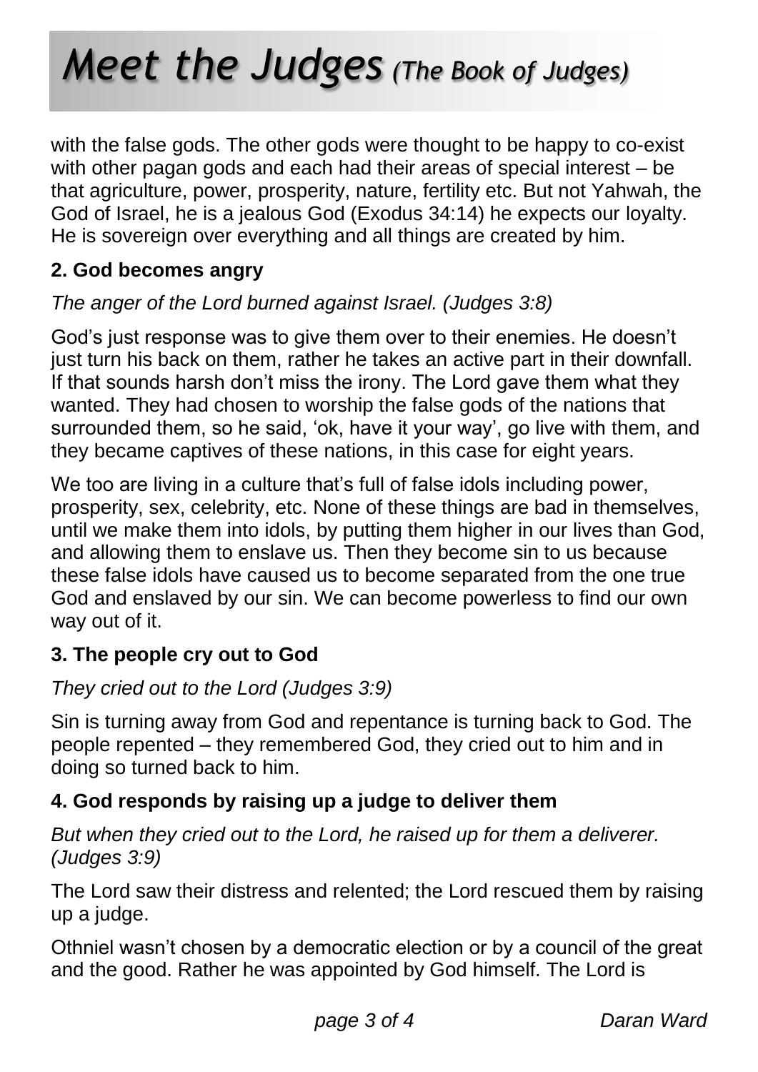with the false gods. The other gods were thought to be happy to co-exist with other pagan gods and each had their areas of special interest – be that agriculture, power, prosperity, nature, fertility etc. But not Yahwah, the God of Israel, he is a jealous God (Exodus 34:14) he expects our loyalty. He is sovereign over everything and all things are created by him.

**2. God becomes angry**

*The anger of the Lord burned against Israel. (Judges 3:8)*

God's just response was to give them over to their enemies. He doesn't just turn his back on them, rather he takes an active part in their downfall. If that sounds harsh don't miss the irony. The Lord gave them what they wanted. They had chosen to worship the false gods of the nations that surrounded them, so he said, 'ok, have it your way', go live with them, and they became captives of these nations, in this case for eight years.

We too are living in a culture that's full of false idols including power, prosperity, sex, celebrity, etc. None of these things are bad in themselves, until we make them into idols, by putting them higher in our lives than God, and allowing them to enslave us. Then they become sin to us because these false idols have caused us to become separated from the one true God and enslaved by our sin. We can become powerless to find our own way out of it.

**3. The people cry out to God**

*They cried out to the Lord (Judges 3:9)*

Sin is turning away from God and repentance is turning back to God. The people repented – they remembered God, they cried out to him and in doing so turned back to him.

**4. God responds by raising up a judge to deliver them**

*But when they cried out to the Lord, he raised up for them a deliverer. (Judges 3:9)*

The Lord saw their distress and relented; the Lord rescued them by raising up a judge.

Othniel wasn't chosen by a democratic election or by a council of the great and the good. Rather he was appointed by God himself. The Lord is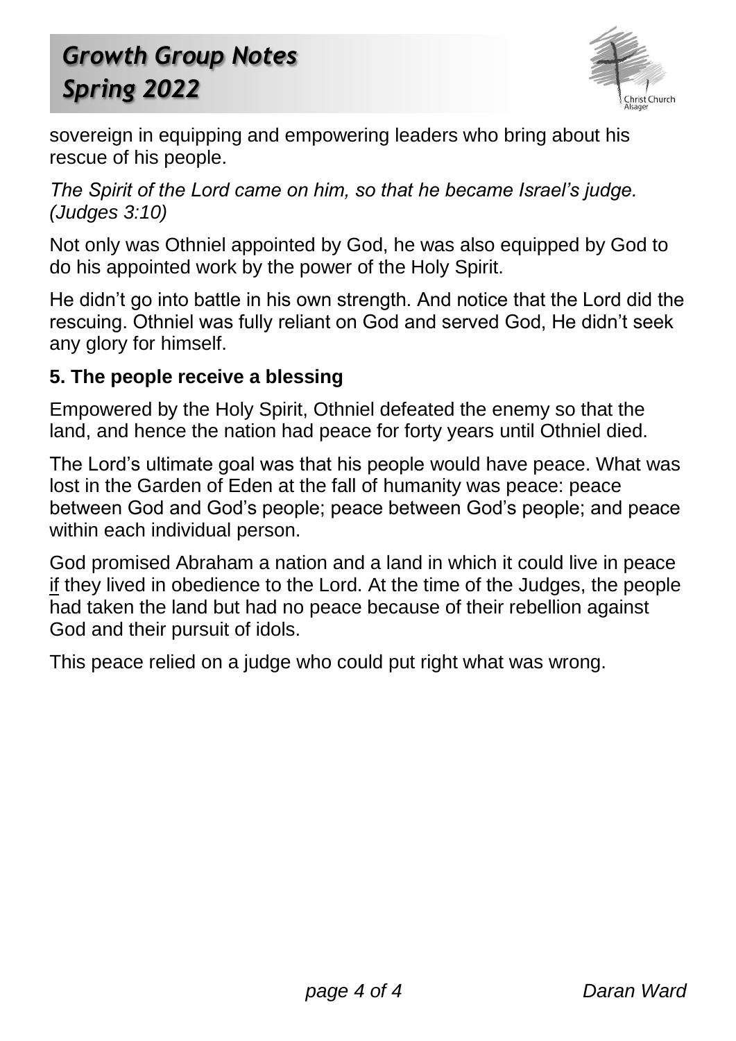sovereign in equipping and empowering leaders who bring about his rescue of his people.

*The Spirit of the Lord came on him, so that he became Israel's judge. (Judges 3:10)*

Not only was Othniel appointed by God, he was also equipped by God to do his appointed work by the power of the Holy Spirit.

He didn't go into battle in his own strength. And notice that the Lord did the rescuing. Othniel was fully reliant on God and served God, He didn't seek any glory for himself.

**5. The people receive a blessing**

Empowered by the Holy Spirit, Othniel defeated the enemy so that the land, and hence the nation had peace for forty years until Othniel died.

The Lord's ultimate goal was that his people would have peace. What was lost in the Garden of Eden at the fall of humanity was peace: peace between God and God's people; peace between God's people; and peace within each individual person.

God promised Abraham a nation and a land in which it could live in peace <u>if</u> they lived in obedience to the Lord. At the time of the Judges, the people had taken the land but had no peace because of their rebellion against God and their pursuit of idols.

This peace relied on a judge who could put right what was wrong.